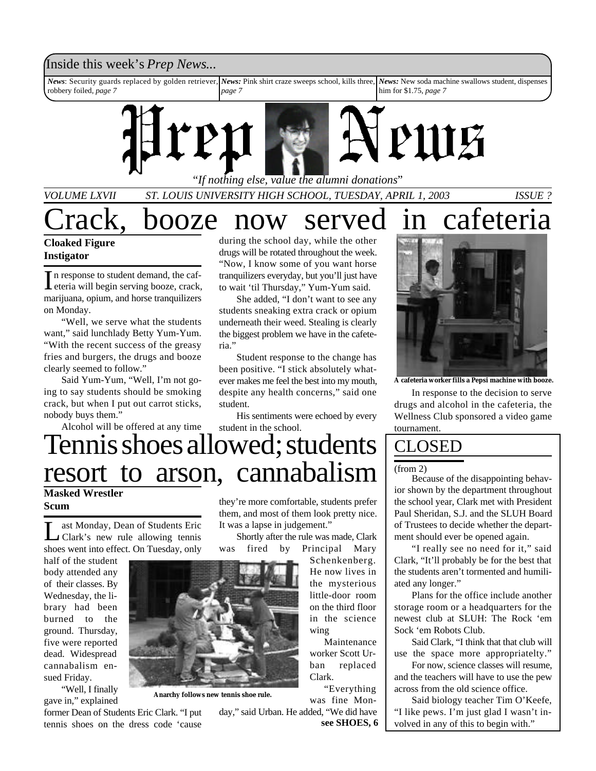Inside this week's *Prep News...*

***News***: Security guards replaced by golden retriever, robbery foiled, *page 7*

***News:*** Pink shirt craze sweeps school, kills three, *page 7*

***News:*** New soda machine swallows student, dispenses him for $1.75, *page 7*

# Prep News

*"If nothing else, value the alumni donations"*

*VOLUME LXVII* *ST. LOUIS UNIVERSITY HIGH SCHOOL, TUESDAY, APRIL 1, 2003* *ISSUE ?*

# Crack, booze now served in cafeteria

**Cloaked Figure**
**Instigator**

In response to student demand, the cafeteria will begin serving booze, crack, marijuana, opium, and horse tranquilizers on Monday.

"Well, we serve what the students want," said lunchlady Betty Yum-Yum. "With the recent success of the greasy fries and burgers, the drugs and booze clearly seemed to follow."

Said Yum-Yum, "Well, I'm not going to say students should be smoking crack, but when I put out carrot sticks, nobody buys them."

Alcohol will be offered at any time during the school day, while the other drugs will be rotated throughout the week. "Now, I know some of you want horse tranquilizers everyday, but you'll just have to wait 'til Thursday," Yum-Yum said.

She added, "I don't want to see any students sneaking extra crack or opium underneath their weed. Stealing is clearly the biggest problem we have in the cafeteria."

Student response to the change has been positive. "I stick absolutely whatever makes me feel the best into my mouth, despite any health concerns," said one student.

His sentiments were echoed by every student in the school.

**A cafeteria worker fills a Pepsi machine with booze.**

In response to the decision to serve drugs and alcohol in the cafeteria, the Wellness Club sponsored a video game tournament.

# Tennis shoes allowed; students resort to arson, cannabalism

**Masked Wrestler**
**Scum**

Last Monday, Dean of Students Eric Clark's new rule allowing tennis shoes went into effect. On Tuesday, only half of the student body attended any of their classes. By Wednesday, the library had been burned to the ground. Thursday, five were reported dead. Widespread cannabalism ensued Friday.

"Well, I finally gave in," explained former Dean of Students Eric Clark. "I put tennis shoes on the dress code 'cause they're more comfortable, students prefer them, and most of them look pretty nice. It was a lapse in judgement."

Shortly after the rule was made, Clark was fired by Principal Mary Schenkenberg. He now lives in the mysterious little-door room on the third floor in the science wing.

Maintenance worker Scott Urban replaced Clark.

"Everything was fine Monday," said Urban. He added, "We did have

**see SHOES, 6**

**Anarchy follows new tennis shoe rule.**

## CLOSED

(from 2)

Because of the disappointing behavior shown by the department throughout the school year, Clark met with President Paul Sheridan, S.J. and the SLUH Board of Trustees to decide whether the department should ever be opened again.

"I really see no need for it," said Clark, "It'll probably be for the best that the students aren't tormented and humiliated any longer."

Plans for the office include another storage room or a headquarters for the newest club at SLUH: The Rock 'em Sock 'em Robots Club.

Said Clark, "I think that that club will use the space more appropriatelty."

For now, science classes will resume, and the teachers will have to use the pew across from the old science office.

Said biology teacher Tim O'Keefe, "I like pews. I'm just glad I wasn't involved in any of this to begin with."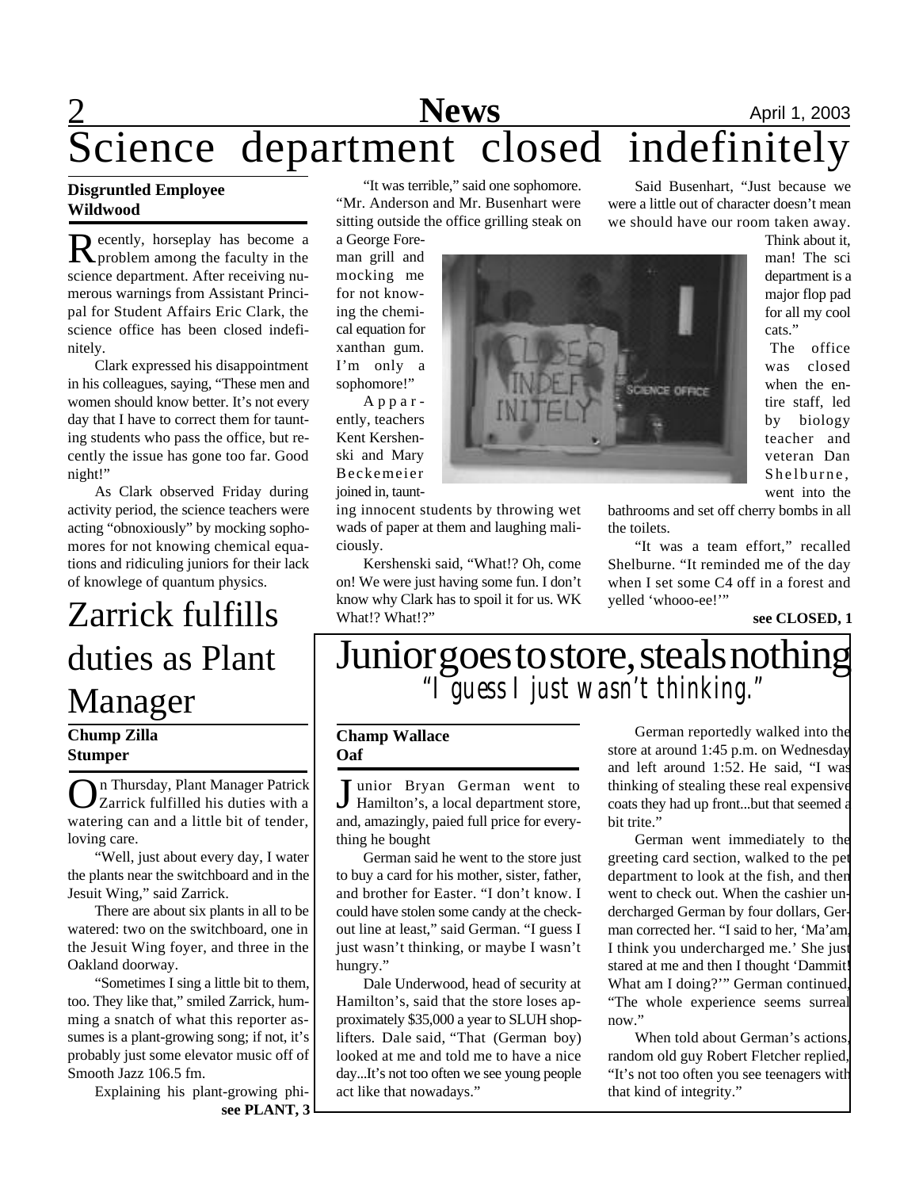# Science department closed indefinitely

**Disgruntled Employee**
**Wildwood**

Recently, horseplay has become a problem among the faculty in the science department. After receiving numerous warnings from Assistant Principal for Student Affairs Eric Clark, the science office has been closed indefinitely.

Clark expressed his disappointment in his colleagues, saying, "These men and women should know better. It's not every day that I have to correct them for taunting students who pass the office, but recently the issue has gone too far. Good night!"

As Clark observed Friday during activity period, the science teachers were acting "obnoxiously" by mocking sophomores for not knowing chemical equations and ridiculing juniors for their lack of knowlege of quantum physics.

"It was terrible," said one sophomore. "Mr. Anderson and Mr. Busenhart were sitting outside the office grilling steak on a George Foreman grill and mocking me for not knowing the chemical equation for xanthan gum. I'm only a sophomore!"

Apparently, teachers Kent Kershenski and Mary Beckemeier joined in, taunting innocent students by throwing wet wads of paper at them and laughing maliciously.

Kershenski said, "What!? Oh, come on! We were just having some fun. I don't know why Clark has to spoil it for us. WK What!? What!?"

Said Busenhart, "Just because we were a little out of character doesn't mean we should have our room taken away. Think about it, man! The sci department is a major flop pad for all my cool cats."

The office was closed when the entire staff, led by biology teacher and veteran Dan Shelburne, went into the bathrooms and set off cherry bombs in all the toilets.

"It was a team effort," recalled Shelburne. "It reminded me of the day when I set some C4 off in a forest and yelled 'whooo-ee!'"

**see CLOSED, 1**

# Zarrick fulfills duties as Plant Manager

**Chump Zilla**
**Stumper**

On Thursday, Plant Manager Patrick Zarrick fulfilled his duties with a watering can and a little bit of tender, loving care.

"Well, just about every day, I water the plants near the switchboard and in the Jesuit Wing," said Zarrick.

There are about six plants in all to be watered: two on the switchboard, one in the Jesuit Wing foyer, and three in the Oakland doorway.

"Sometimes I sing a little bit to them, too. They like that," smiled Zarrick, humming a snatch of what this reporter assumes is a plant-growing song; if not, it's probably just some elevator music off of Smooth Jazz 106.5 fm.

Explaining his plant-growing phi-

**see PLANT, 3**

# Junior goes to store, steals nothing

*"I guess I just wasn't thinking."*

**Champ Wallace**
**Oaf**

Junior Bryan German went to Hamilton's, a local department store, and, amazingly, paied full price for everything he bought

German said he went to the store just to buy a card for his mother, sister, father, and brother for Easter. "I don't know. I could have stolen some candy at the checkout line at least," said German. "I guess I just wasn't thinking, or maybe I wasn't hungry."

Dale Underwood, head of security at Hamilton's, said that the store loses approximately $35,000 a year to SLUH shoplifters. Dale said, "That (German boy) looked at me and told me to have a nice day...It's not too often we see young people act like that nowadays."

German reportedly walked into the store at around 1:45 p.m. on Wednesday and left around 1:52. He said, "I was thinking of stealing these real expensive coats they had up front...but that seemed a bit trite."

German went immediately to the greeting card section, walked to the pet department to look at the fish, and then went to check out. When the cashier undercharged German by four dollars, German corrected her. "I said to her, 'Ma'am, I think you undercharged me.' She just stared at me and then I thought 'Dammit! What am I doing?'" German continued, "The whole experience seems surreal now."

When told about German's actions, random old guy Robert Fletcher replied, "It's not too often you see teenagers with that kind of integrity."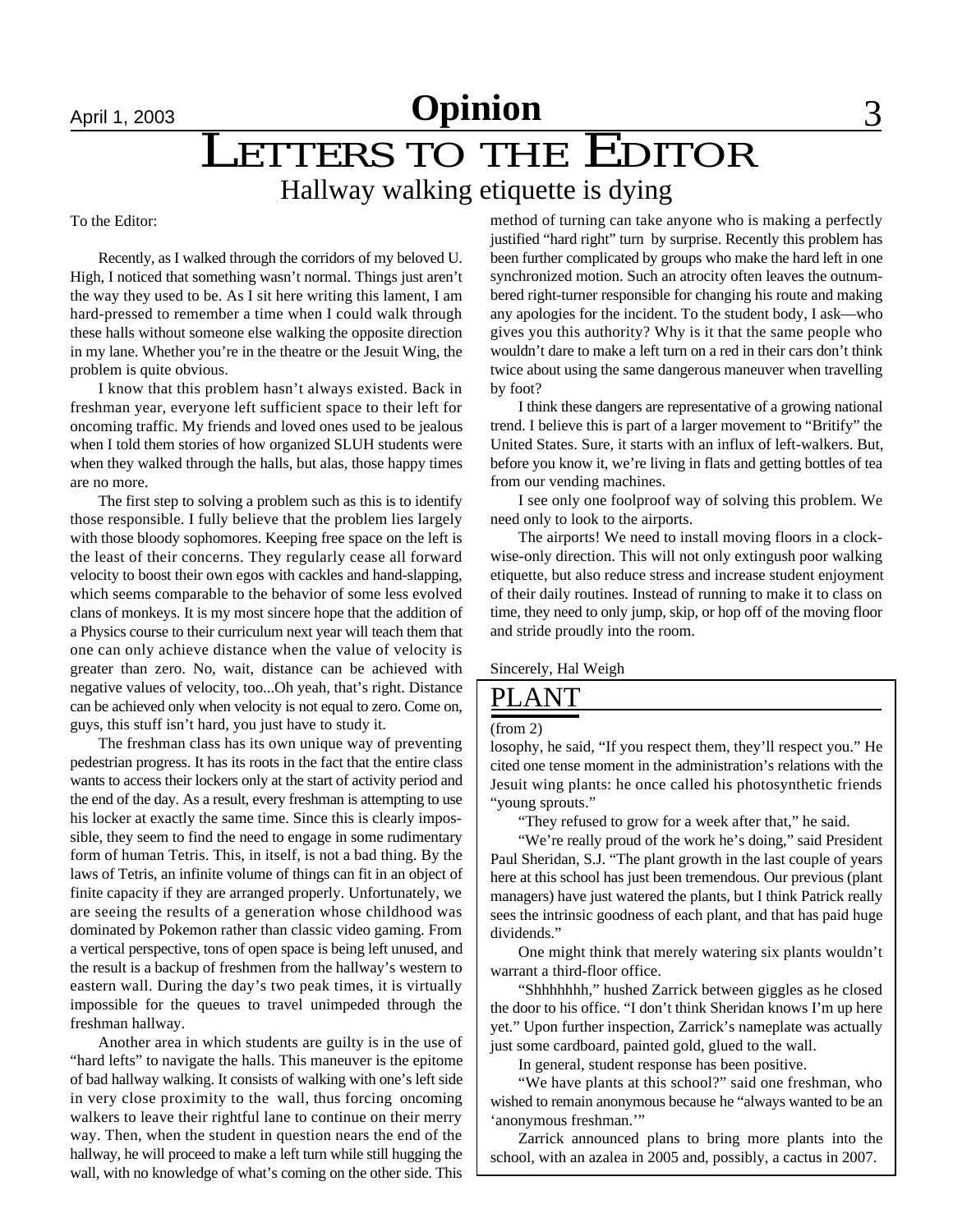# LETTERS TO THE EDITOR

## Hallway walking etiquette is dying

To the Editor:

Recently, as I walked through the corridors of my beloved U. High, I noticed that something wasn't normal. Things just aren't the way they used to be. As I sit here writing this lament, I am hard-pressed to remember a time when I could walk through these halls without someone else walking the opposite direction in my lane. Whether you're in the theatre or the Jesuit Wing, the problem is quite obvious.

I know that this problem hasn't always existed. Back in freshman year, everyone left sufficient space to their left for oncoming traffic. My friends and loved ones used to be jealous when I told them stories of how organized SLUH students were when they walked through the halls, but alas, those happy times are no more.

The first step to solving a problem such as this is to identify those responsible. I fully believe that the problem lies largely with those bloody sophomores. Keeping free space on the left is the least of their concerns. They regularly cease all forward velocity to boost their own egos with cackles and hand-slapping, which seems comparable to the behavior of some less evolved clans of monkeys. It is my most sincere hope that the addition of a Physics course to their curriculum next year will teach them that one can only achieve distance when the value of velocity is greater than zero. No, wait, distance can be achieved with negative values of velocity, too...Oh yeah, that's right. Distance can be achieved only when velocity is not equal to zero. Come on, guys, this stuff isn't hard, you just have to study it.

The freshman class has its own unique way of preventing pedestrian progress. It has its roots in the fact that the entire class wants to access their lockers only at the start of activity period and the end of the day. As a result, every freshman is attempting to use his locker at exactly the same time. Since this is clearly impossible, they seem to find the need to engage in some rudimentary form of human Tetris. This, in itself, is not a bad thing. By the laws of Tetris, an infinite volume of things can fit in an object of finite capacity if they are arranged properly. Unfortunately, we are seeing the results of a generation whose childhood was dominated by Pokemon rather than classic video gaming. From a vertical perspective, tons of open space is being left unused, and the result is a backup of freshmen from the hallway's western to eastern wall. During the day's two peak times, it is virtually impossible for the queues to travel unimpeded through the freshman hallway.

Another area in which students are guilty is in the use of "hard lefts" to navigate the halls. This maneuver is the epitome of bad hallway walking. It consists of walking with one's left side in very close proximity to the wall, thus forcing oncoming walkers to leave their rightful lane to continue on their merry way. Then, when the student in question nears the end of the hallway, he will proceed to make a left turn while still hugging the wall, with no knowledge of what's coming on the other side. This method of turning can take anyone who is making a perfectly justified "hard right" turn by surprise. Recently this problem has been further complicated by groups who make the hard left in one synchronized motion. Such an atrocity often leaves the outnumbered right-turner responsible for changing his route and making any apologies for the incident. To the student body, I ask—who gives you this authority? Why is it that the same people who wouldn't dare to make a left turn on a red in their cars don't think twice about using the same dangerous maneuver when travelling by foot?

I think these dangers are representative of a growing national trend. I believe this is part of a larger movement to "Britify" the United States. Sure, it starts with an influx of left-walkers. But, before you know it, we're living in flats and getting bottles of tea from our vending machines.

I see only one foolproof way of solving this problem. We need only to look to the airports.

The airports! We need to install moving floors in a clockwise-only direction. This will not only extingush poor walking etiquette, but also reduce stress and increase student enjoyment of their daily routines. Instead of running to make it to class on time, they need to only jump, skip, or hop off of the moving floor and stride proudly into the room.

Sincerely, Hal Weigh

## PLANT

(from 2)

losophy, he said, "If you respect them, they'll respect you." He cited one tense moment in the administration's relations with the Jesuit wing plants: he once called his photosynthetic friends "young sprouts."

"They refused to grow for a week after that," he said.

"We're really proud of the work he's doing," said President Paul Sheridan, S.J. "The plant growth in the last couple of years here at this school has just been tremendous. Our previous (plant managers) have just watered the plants, but I think Patrick really sees the intrinsic goodness of each plant, and that has paid huge dividends."

One might think that merely watering six plants wouldn't warrant a third-floor office.

"Shhhhhhh," hushed Zarrick between giggles as he closed the door to his office. "I don't think Sheridan knows I'm up here yet." Upon further inspection, Zarrick's nameplate was actually just some cardboard, painted gold, glued to the wall.

In general, student response has been positive.

"We have plants at this school?" said one freshman, who wished to remain anonymous because he "always wanted to be an 'anonymous freshman.'"

Zarrick announced plans to bring more plants into the school, with an azalea in 2005 and, possibly, a cactus in 2007.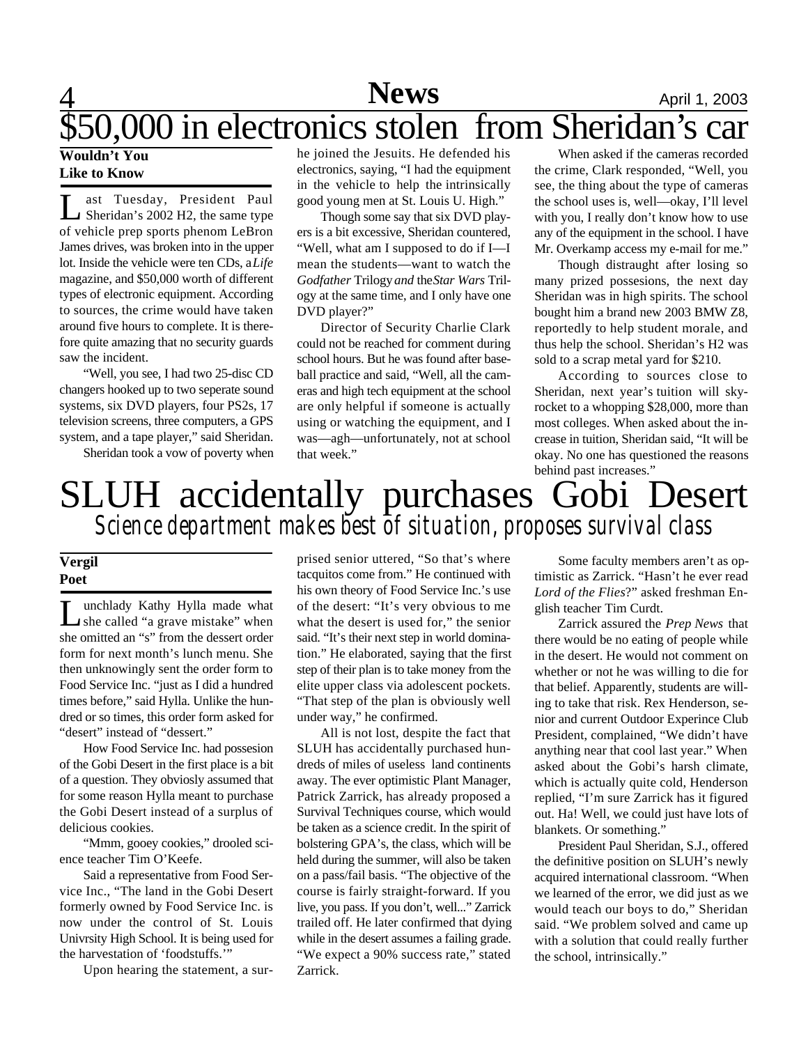# $50,000 in electronics stolen from Sheridan's car

**Wouldn't You Like to Know**

Last Tuesday, President Paul Sheridan's 2002 H2, the same type of vehicle prep sports phenom LeBron James drives, was broken into in the upper lot. Inside the vehicle were ten CDs, a *Life* magazine, and $50,000 worth of different types of electronic equipment. According to sources, the crime would have taken around five hours to complete. It is therefore quite amazing that no security guards saw the incident.

"Well, you see, I had two 25-disc CD changers hooked up to two seperate sound systems, six DVD players, four PS2s, 17 television screens, three computers, a GPS system, and a tape player," said Sheridan.

Sheridan took a vow of poverty when he joined the Jesuits. He defended his electronics, saying, "I had the equipment in the vehicle to help the intrinsically good young men at St. Louis U. High."

Though some say that six DVD players is a bit excessive, Sheridan countered, "Well, what am I supposed to do if I—I mean the students—want to watch the *Godfather* Trilogy *and* the *Star Wars* Trilogy at the same time, and I only have one DVD player?"

Director of Security Charlie Clark could not be reached for comment during school hours. But he was found after baseball practice and said, "Well, all the cameras and high tech equipment at the school are only helpful if someone is actually using or watching the equipment, and I was—agh—unfortunately, not at school that week."

When asked if the cameras recorded the crime, Clark responded, "Well, you see, the thing about the type of cameras the school uses is, well—okay, I'll level with you, I really don't know how to use any of the equipment in the school. I have Mr. Overkamp access my e-mail for me."

Though distraught after losing so many prized possesions, the next day Sheridan was in high spirits. The school bought him a brand new 2003 BMW Z8, reportedly to help student morale, and thus help the school. Sheridan's H2 was sold to a scrap metal yard for $210.

According to sources close to Sheridan, next year's tuition will skyrocket to a whopping $28,000, more than most colleges. When asked about the increase in tuition, Sheridan said, "It will be okay. No one has questioned the reasons behind past increases."

# SLUH accidentally purchases Gobi Desert

## *Science department makes best of situation, proposes survival class*

**Vergil Poet**

Lunchlady Kathy Hylla made what she called "a grave mistake" when she omitted an "s" from the dessert order form for next month's lunch menu. She then unknowingly sent the order form to Food Service Inc. "just as I did a hundred times before," said Hylla. Unlike the hundred or so times, this order form asked for "desert" instead of "dessert."

How Food Service Inc. had possesion of the Gobi Desert in the first place is a bit of a question. They obviosly assumed that for some reason Hylla meant to purchase the Gobi Desert instead of a surplus of delicious cookies.

"Mmm, gooey cookies," drooled science teacher Tim O'Keefe.

Said a representative from Food Service Inc., "The land in the Gobi Desert formerly owned by Food Service Inc. is now under the control of St. Louis Univrsity High School. It is being used for the harvestation of 'foodstuffs.'"

Upon hearing the statement, a surprised senior uttered, "So that's where tacquitos come from." He continued with his own theory of Food Service Inc.'s use of the desert: "It's very obvious to me what the desert is used for," the senior said. "It's their next step in world domination." He elaborated, saying that the first step of their plan is to take money from the elite upper class via adolescent pockets. "That step of the plan is obviously well under way," he confirmed.

All is not lost, despite the fact that SLUH has accidentally purchased hundreds of miles of useless land continents away. The ever optimistic Plant Manager, Patrick Zarrick, has already proposed a Survival Techniques course, which would be taken as a science credit. In the spirit of bolstering GPA's, the class, which will be held during the summer, will also be taken on a pass/fail basis. "The objective of the course is fairly straight-forward. If you live, you pass. If you don't, well..." Zarrick trailed off. He later confirmed that dying while in the desert assumes a failing grade. "We expect a 90% success rate," stated Zarrick.

Some faculty members aren't as optimistic as Zarrick. "Hasn't he ever read *Lord of the Flies*?" asked freshman English teacher Tim Curdt.

Zarrick assured the *Prep News* that there would be no eating of people while in the desert. He would not comment on whether or not he was willing to die for that belief. Apparently, students are willing to take that risk. Rex Henderson, senior and current Outdoor Experince Club President, complained, "We didn't have anything near that cool last year." When asked about the Gobi's harsh climate, which is actually quite cold, Henderson replied, "I'm sure Zarrick has it figured out. Ha! Well, we could just have lots of blankets. Or something."

President Paul Sheridan, S.J., offered the definitive position on SLUH's newly acquired international classroom. "When we learned of the error, we did just as we would teach our boys to do," Sheridan said. "We problem solved and came up with a solution that could really further the school, intrinsically."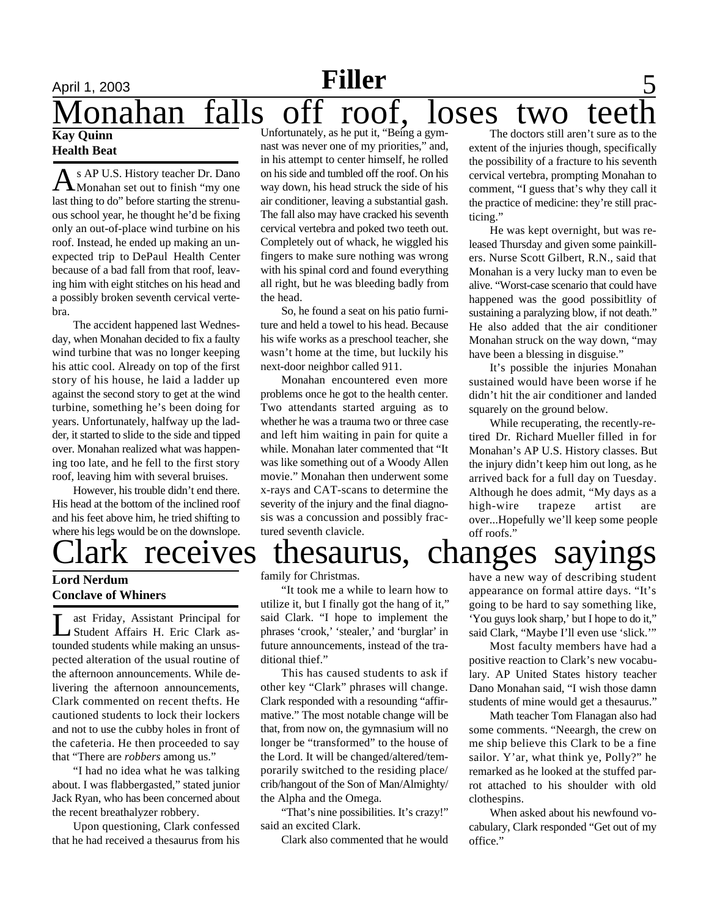# Monahan falls off roof, loses two teeth

**Kay Quinn**
**Health Beat**

As AP U.S. History teacher Dr. Dano Monahan set out to finish "my one last thing to do" before starting the strenuous school year, he thought he'd be fixing only an out-of-place wind turbine on his roof. Instead, he ended up making an unexpected trip to DePaul Health Center because of a bad fall from that roof, leaving him with eight stitches on his head and a possibly broken seventh cervical vertebra.

The accident happened last Wednesday, when Monahan decided to fix a faulty wind turbine that was no longer keeping his attic cool. Already on top of the first story of his house, he laid a ladder up against the second story to get at the wind turbine, something he's been doing for years. Unfortunately, halfway up the ladder, it started to slide to the side and tipped over. Monahan realized what was happening too late, and he fell to the first story roof, leaving him with several bruises.

However, his trouble didn't end there. His head at the bottom of the inclined roof and his feet above him, he tried shifting to where his legs would be on the downslope. Unfortunately, as he put it, "Being a gymnast was never one of my priorities," and, in his attempt to center himself, he rolled on his side and tumbled off the roof. On his way down, his head struck the side of his air conditioner, leaving a substantial gash. The fall also may have cracked his seventh cervical vertebra and poked two teeth out. Completely out of whack, he wiggled his fingers to make sure nothing was wrong with his spinal cord and found everything all right, but he was bleeding badly from the head.

So, he found a seat on his patio furniture and held a towel to his head. Because his wife works as a preschool teacher, she wasn't home at the time, but luckily his next-door neighbor called 911.

Monahan encountered even more problems once he got to the health center. Two attendants started arguing as to whether he was a trauma two or three case and left him waiting in pain for quite a while. Monahan later commented that "It was like something out of a Woody Allen movie." Monahan then underwent some x-rays and CAT-scans to determine the severity of the injury and the final diagnosis was a concussion and possibly fractured seventh clavicle.

The doctors still aren't sure as to the extent of the injuries though, specifically the possibility of a fracture to his seventh cervical vertebra, prompting Monahan to comment, "I guess that's why they call it the practice of medicine: they're still practicing."

He was kept overnight, but was released Thursday and given some painkillers. Nurse Scott Gilbert, R.N., said that Monahan is a very lucky man to even be alive. "Worst-case scenario that could have happened was the good possibitlity of sustaining a paralyzing blow, if not death." He also added that the air conditioner Monahan struck on the way down, "may have been a blessing in disguise."

It's possible the injuries Monahan sustained would have been worse if he didn't hit the air conditioner and landed squarely on the ground below.

While recuperating, the recently-retired Dr. Richard Mueller filled in for Monahan's AP U.S. History classes. But the injury didn't keep him out long, as he arrived back for a full day on Tuesday. Although he does admit, "My days as a high-wire trapeze artist are over...Hopefully we'll keep some people off roofs."

# Clark receives thesaurus, changes sayings

**Lord Nerdum**
**Conclave of Whiners**

Last Friday, Assistant Principal for Student Affairs H. Eric Clark astounded students while making an unsuspected alteration of the usual routine of the afternoon announcements. While delivering the afternoon announcements, Clark commented on recent thefts. He cautioned students to lock their lockers and not to use the cubby holes in front of the cafeteria. He then proceeded to say that "There are *robbers* among us."

"I had no idea what he was talking about. I was flabbergasted," stated junior Jack Ryan, who has been concerned about the recent breathalyzer robbery.

Upon questioning, Clark confessed that he had received a thesaurus from his family for Christmas.

"It took me a while to learn how to utilize it, but I finally got the hang of it," said Clark. "I hope to implement the phrases 'crook,' 'stealer,' and 'burglar' in future announcements, instead of the traditional thief."

This has caused students to ask if other key "Clark" phrases will change. Clark responded with a resounding "affirmative." The most notable change will be that, from now on, the gymnasium will no longer be "transformed" to the house of the Lord. It will be changed/altered/temporarily switched to the residing place/crib/hangout of the Son of Man/Almighty/the Alpha and the Omega.

"That's nine possibilities. It's crazy!" said an excited Clark.

Clark also commented that he would have a new way of describing student appearance on formal attire days. "It's going to be hard to say something like, 'You guys look sharp,' but I hope to do it," said Clark, "Maybe I'll even use 'slick.'"

Most faculty members have had a positive reaction to Clark's new vocabulary. AP United States history teacher Dano Monahan said, "I wish those damn students of mine would get a thesaurus."

Math teacher Tom Flanagan also had some comments. "Neeargh, the crew on me ship believe this Clark to be a fine sailor. Y'ar, what think ye, Polly?" he remarked as he looked at the stuffed parrot attached to his shoulder with old clothespins.

When asked about his newfound vocabulary, Clark responded "Get out of my office."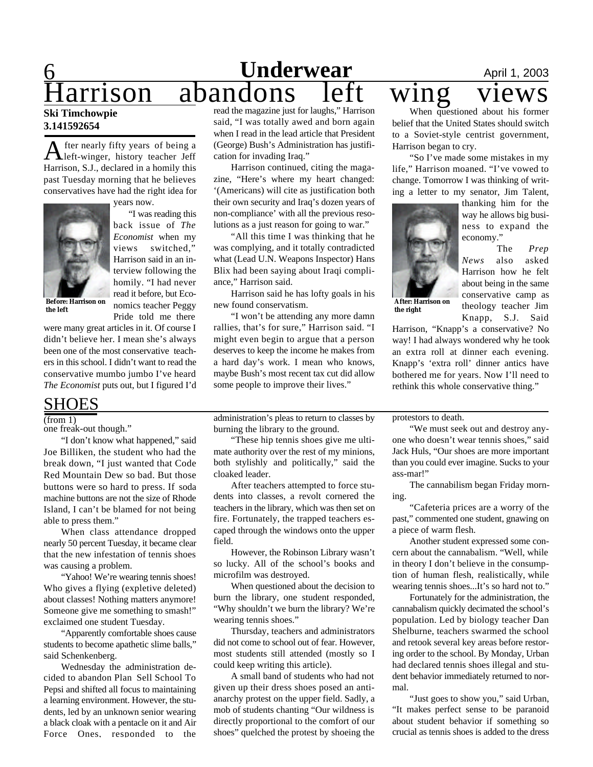# Harrison abandons left wing views

**Ski Timchowpie**
**3.141592654**

After nearly fifty years of being a left-winger, history teacher Jeff Harrison, S.J., declared in a homily this past Tuesday morning that he believes conservatives have had the right idea for years now.

Before: Harrison on the left

"I was reading this back issue of *The Economist* when my views switched," Harrison said in an interview following the homily. "I had never read it before, but Economics teacher Peggy Pride told me there were many great articles in it. Of course I didn't believe her. I mean she's always been one of the most conservative teachers in this school. I didn't want to read the conservative mumbo jumbo I've heard *The Economist* puts out, but I figured I'd read the magazine just for laughs," Harrison said, "I was totally awed and born again when I read in the lead article that President (George) Bush's Administration has justification for invading Iraq."

Harrison continued, citing the magazine, "Here's where my heart changed: '(Americans) will cite as justification both their own security and Iraq's dozen years of non-compliance' with all the previous resolutions as a just reason for going to war."

"All this time I was thinking that he was complying, and it totally contradicted what (Lead U.N. Weapons Inspector) Hans Blix had been saying about Iraqi compliance," Harrison said.

Harrison said he has lofty goals in his new found conservatism.

"I won't be attending any more damn rallies, that's for sure," Harrison said. "I might even begin to argue that a person deserves to keep the income he makes from a hard day's work. I mean who knows, maybe Bush's most recent tax cut did allow some people to improve their lives."

When questioned about his former belief that the United States should switch to a Soviet-style centrist government, Harrison began to cry.

"So I've made some mistakes in my life," Harrison moaned. "I've vowed to change. Tomorrow I was thinking of writing a letter to my senator, Jim Talent, thanking him for the way he allows big business to expand the economy."

After: Harrison on the right

The *Prep News* also asked Harrison how he felt about being in the same conservative camp as theology teacher Jim Knapp, S.J. Said Harrison, "Knapp's a conservative? No way! I had always wondered why he took an extra roll at dinner each evening. Knapp's 'extra roll' dinner antics have bothered me for years. Now I'll need to rethink this whole conservative thing."

## SHOES

(from 1)

one freak-out though."

"I don't know what happened," said Joe Billiken, the student who had the break down, "I just wanted that Code Red Mountain Dew so bad. But those buttons were so hard to press. If soda machine buttons are not the size of Rhode Island, I can't be blamed for not being able to press them."

When class attendance dropped nearly 50 percent Tuesday, it became clear that the new infestation of tennis shoes was causing a problem.

"Yahoo! We're wearing tennis shoes! Who gives a flying (expletive deleted) about classes! Nothing matters anymore! Someone give me something to smash!" exclaimed one student Tuesday.

"Apparently comfortable shoes cause students to become apathetic slime balls," said Schenkenberg.

Wednesday the administration decided to abandon Plan Sell School To Pepsi and shifted all focus to maintaining a learning environment. However, the students, led by an unknown senior wearing a black cloak with a pentacle on it and Air Force Ones, responded to the administration's pleas to return to classes by burning the library to the ground.

"These hip tennis shoes give me ultimate authority over the rest of my minions, both stylishly and politically," said the cloaked leader.

After teachers attempted to force students into classes, a revolt cornered the teachers in the library, which was then set on fire. Fortunately, the trapped teachers escaped through the windows onto the upper field.

However, the Robinson Library wasn't so lucky. All of the school's books and microfilm was destroyed.

When questioned about the decision to burn the library, one student responded, "Why shouldn't we burn the library? We're wearing tennis shoes."

Thursday, teachers and administrators did not come to school out of fear. However, most students still attended (mostly so I could keep writing this article).

A small band of students who had not given up their dress shoes posed an anti-anarchy protest on the upper field. Sadly, a mob of students chanting "Our wildness is directly proportional to the comfort of our shoes" quelched the protest by shoeing the protestors to death.

"We must seek out and destroy anyone who doesn't wear tennis shoes," said Jack Huls, "Our shoes are more important than you could ever imagine. Sucks to your ass-mar!"

The cannibilism began Friday morning.

"Cafeteria prices are a worry of the past," commented one student, gnawing on a piece of warm flesh.

Another student expressed some concern about the cannabalism. "Well, while in theory I don't believe in the consumption of human flesh, realistically, while wearing tennis shoes...It's so hard not to."

Fortunately for the administration, the cannabalism quickly decimated the school's population. Led by biology teacher Dan Shelburne, teachers swarmed the school and retook several key areas before restoring order to the school. By Monday, Urban had declared tennis shoes illegal and student behavior immediately returned to normal.

"Just goes to show you," said Urban, "It makes perfect sense to be paranoid about student behavior if something so crucial as tennis shoes is added to the dress